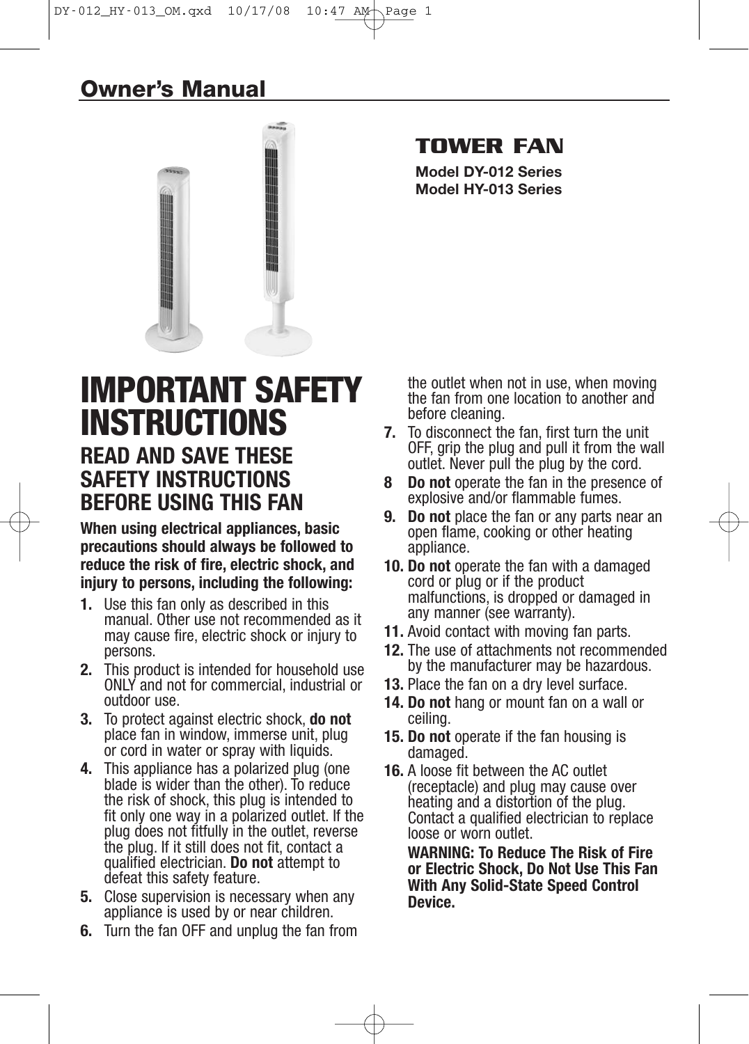## Owner's Manual

# TOWER FAN

**Model DY-012 Series**
**Model HY-013 Series**

# IMPORTANT SAFETY INSTRUCTIONS

## READ AND SAVE THESE SAFETY INSTRUCTIONS BEFORE USING THIS FAN

**When using electrical appliances, basic precautions should always be followed to reduce the risk of fire, electric shock, and injury to persons, including the following:**

1. Use this fan only as described in this manual. Other use not recommended as it may cause fire, electric shock or injury to persons.
2. This product is intended for household use ONLY and not for commercial, industrial or outdoor use.
3. To protect against electric shock, **do not** place fan in window, immerse unit, plug or cord in water or spray with liquids.
4. This appliance has a polarized plug (one blade is wider than the other). To reduce the risk of shock, this plug is intended to fit only one way in a polarized outlet. If the plug does not fitfully in the outlet, reverse the plug. If it still does not fit, contact a qualified electrician. **Do not** attempt to defeat this safety feature.
5. Close supervision is necessary when any appliance is used by or near children.
6. Turn the fan OFF and unplug the fan from the outlet when not in use, when moving the fan from one location to another and before cleaning.
7. To disconnect the fan, first turn the unit OFF, grip the plug and pull it from the wall outlet. Never pull the plug by the cord.
8. **Do not** operate the fan in the presence of explosive and/or flammable fumes.
9. **Do not** place the fan or any parts near an open flame, cooking or other heating appliance.
10. **Do not** operate the fan with a damaged cord or plug or if the product malfunctions, is dropped or damaged in any manner (see warranty).
11. Avoid contact with moving fan parts.
12. The use of attachments not recommended by the manufacturer may be hazardous.
13. Place the fan on a dry level surface.
14. **Do not** hang or mount fan on a wall or ceiling.
15. **Do not** operate if the fan housing is damaged.
16. A loose fit between the AC outlet (receptacle) and plug may cause over heating and a distortion of the plug. Contact a qualified electrician to replace loose or worn outlet.

    **WARNING: To Reduce The Risk of Fire or Electric Shock, Do Not Use This Fan With Any Solid-State Speed Control Device.**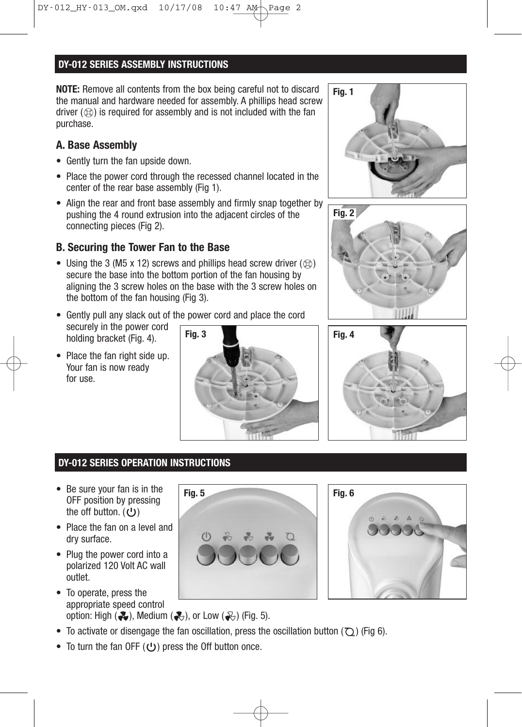## DY-012 SERIES ASSEMBLY INSTRUCTIONS

**NOTE:** Remove all contents from the box being careful not to discard the manual and hardware needed for assembly. A phillips head screw driver (⊗) is required for assembly and is not included with the fan purchase.

### A. Base Assembly

- Gently turn the fan upside down.
- Place the power cord through the recessed channel located in the center of the rear base assembly (Fig 1).
- Align the rear and front base assembly and firmly snap together by pushing the 4 round extrusion into the adjacent circles of the connecting pieces (Fig 2).

### B. Securing the Tower Fan to the Base

- Using the 3 (M5 x 12) screws and phillips head screw driver (⊗) secure the base into the bottom portion of the fan housing by aligning the 3 screw holes on the base with the 3 screw holes on the bottom of the fan housing (Fig 3).
- Gently pull any slack out of the power cord and place the cord securely in the power cord holding bracket (Fig. 4).
- Place the fan right side up. Your fan is now ready for use.

Fig. 1

Fig. 2

Fig. 3

Fig. 4

## DY-012 SERIES OPERATION INSTRUCTIONS

- Be sure your fan is in the OFF position by pressing the off button. (⏻)
- Place the fan on a level and dry surface.
- Plug the power cord into a polarized 120 Volt AC wall outlet.
- To operate, press the appropriate speed control option: High, Medium, or Low (Fig. 5).
- To activate or disengage the fan oscillation, press the oscillation button (Fig 6).
- To turn the fan OFF (⏻) press the Off button once.

Fig. 5

Fig. 6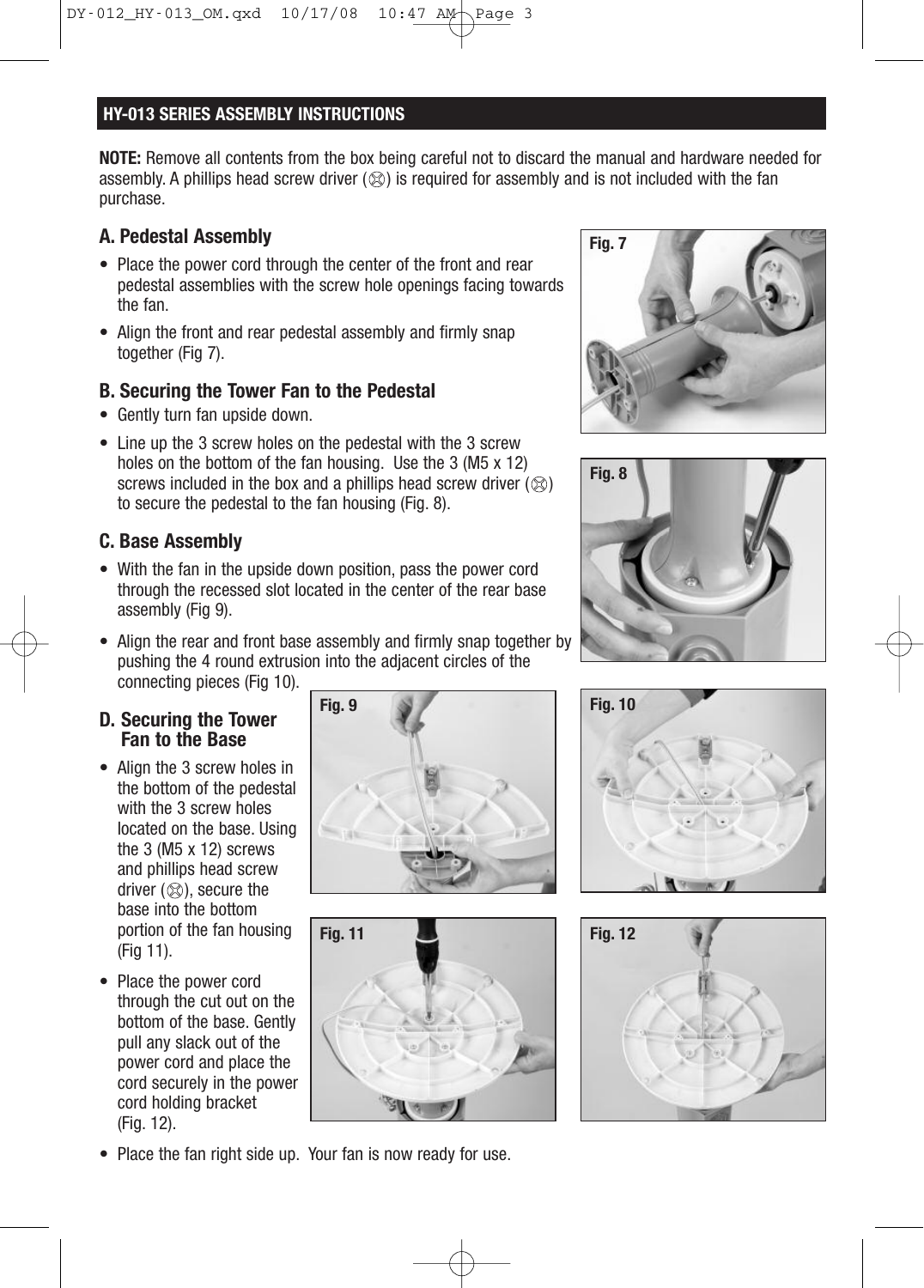## HY-013 SERIES ASSEMBLY INSTRUCTIONS

**NOTE:** Remove all contents from the box being careful not to discard the manual and hardware needed for assembly. A phillips head screw driver (⊗) is required for assembly and is not included with the fan purchase.

### A. Pedestal Assembly

- Place the power cord through the center of the front and rear pedestal assemblies with the screw hole openings facing towards the fan.
- Align the front and rear pedestal assembly and firmly snap together (Fig 7).

### B. Securing the Tower Fan to the Pedestal

- Gently turn fan upside down.
- Line up the 3 screw holes on the pedestal with the 3 screw holes on the bottom of the fan housing. Use the 3 (M5 x 12) screws included in the box and a phillips head screw driver (⊗) to secure the pedestal to the fan housing (Fig. 8).

### C. Base Assembly

- With the fan in the upside down position, pass the power cord through the recessed slot located in the center of the rear base assembly (Fig 9).
- Align the rear and front base assembly and firmly snap together by pushing the 4 round extrusion into the adjacent circles of the connecting pieces (Fig 10).

### D. Securing the Tower Fan to the Base

- Align the 3 screw holes in the bottom of the pedestal with the 3 screw holes located on the base. Using the 3 (M5 x 12) screws and phillips head screw driver (⊗), secure the base into the bottom portion of the fan housing (Fig 11).
- Place the power cord through the cut out on the bottom of the base. Gently pull any slack out of the power cord and place the cord securely in the power cord holding bracket (Fig. 12).
- Place the fan right side up. Your fan is now ready for use.

Fig. 7

Fig. 8

Fig. 9

Fig. 10

Fig. 11

Fig. 12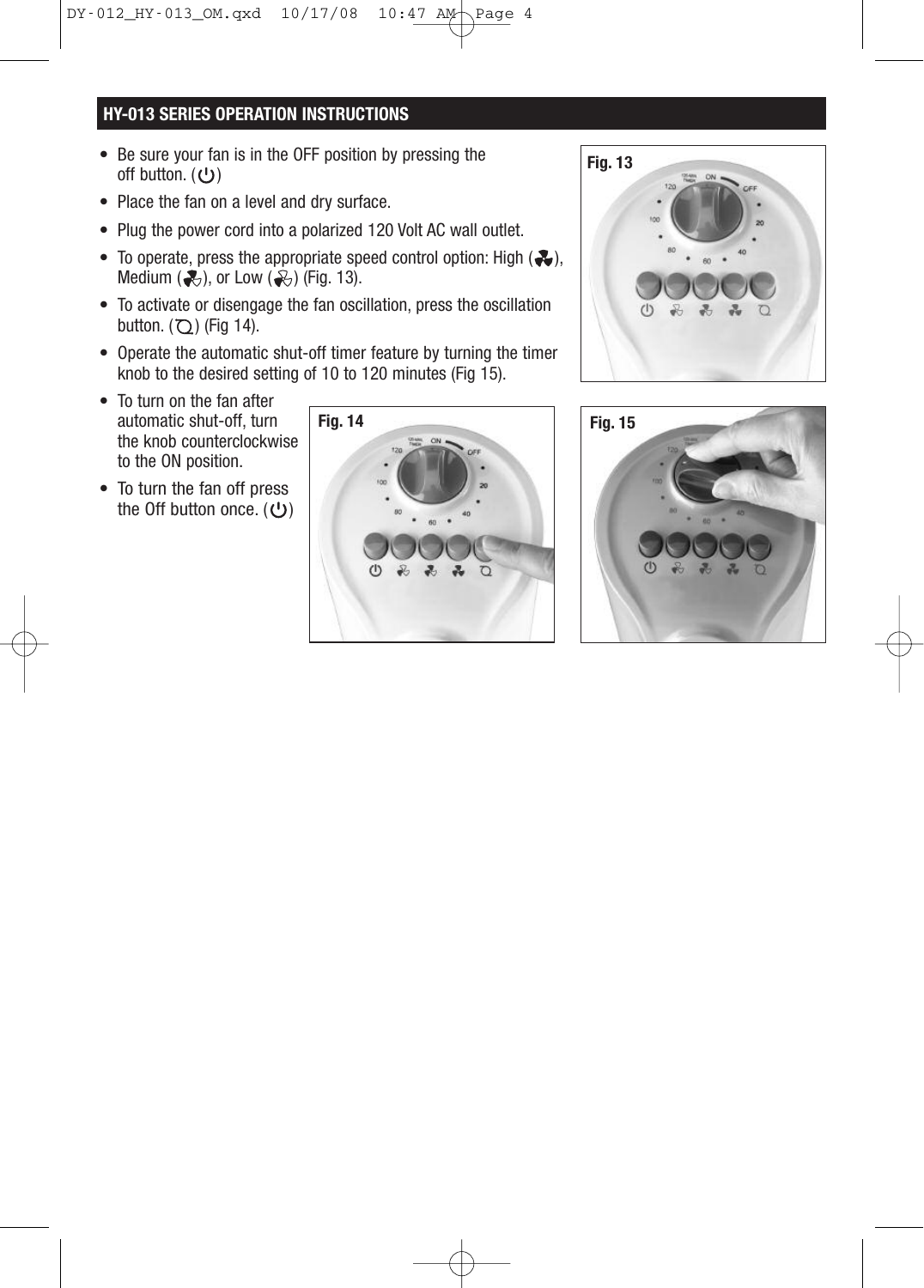## HY-013 SERIES OPERATION INSTRUCTIONS

- Be sure your fan is in the OFF position by pressing the off button. (⏻)
- Place the fan on a level and dry surface.
- Plug the power cord into a polarized 120 Volt AC wall outlet.
- To operate, press the appropriate speed control option: High ( ), Medium ( ), or Low ( ) (Fig. 13).
- To activate or disengage the fan oscillation, press the oscillation button. ( ) (Fig 14).
- Operate the automatic shut-off timer feature by turning the timer knob to the desired setting of 10 to 120 minutes (Fig 15).
- To turn on the fan after automatic shut-off, turn the knob counterclockwise to the ON position.
- To turn the fan off press the Off button once. (⏻)

Fig. 13

Fig. 14

Fig. 15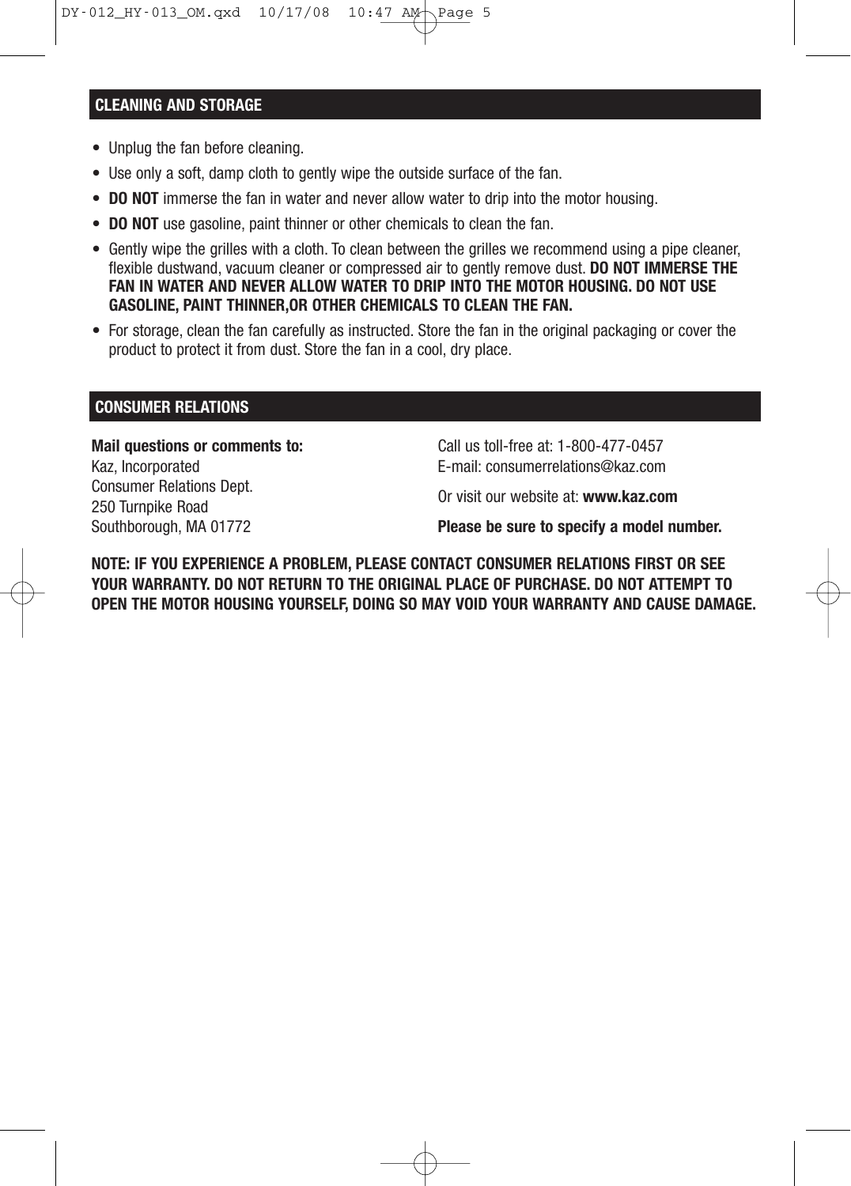## CLEANING AND STORAGE

- Unplug the fan before cleaning.
- Use only a soft, damp cloth to gently wipe the outside surface of the fan.
- **DO NOT** immerse the fan in water and never allow water to drip into the motor housing.
- **DO NOT** use gasoline, paint thinner or other chemicals to clean the fan.
- Gently wipe the grilles with a cloth. To clean between the grilles we recommend using a pipe cleaner, flexible dustwand, vacuum cleaner or compressed air to gently remove dust. **DO NOT IMMERSE THE FAN IN WATER AND NEVER ALLOW WATER TO DRIP INTO THE MOTOR HOUSING. DO NOT USE GASOLINE, PAINT THINNER,OR OTHER CHEMICALS TO CLEAN THE FAN.**
- For storage, clean the fan carefully as instructed. Store the fan in the original packaging or cover the product to protect it from dust. Store the fan in a cool, dry place.

## CONSUMER RELATIONS

**Mail questions or comments to:**
Kaz, Incorporated
Consumer Relations Dept.
250 Turnpike Road
Southborough, MA 01772

Call us toll-free at: 1-800-477-0457
E-mail: consumerrelations@kaz.com

Or visit our website at: **www.kaz.com**

**Please be sure to specify a model number.**

**NOTE: IF YOU EXPERIENCE A PROBLEM, PLEASE CONTACT CONSUMER RELATIONS FIRST OR SEE YOUR WARRANTY. DO NOT RETURN TO THE ORIGINAL PLACE OF PURCHASE. DO NOT ATTEMPT TO OPEN THE MOTOR HOUSING YOURSELF, DOING SO MAY VOID YOUR WARRANTY AND CAUSE DAMAGE.**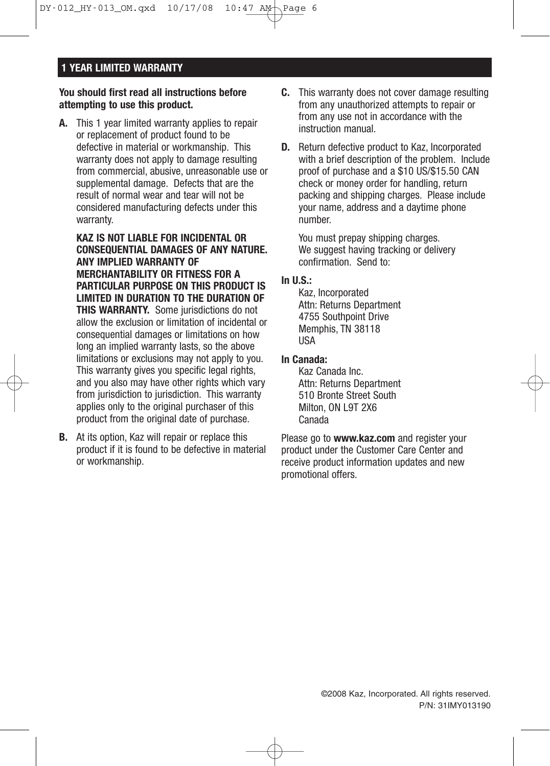## 1 YEAR LIMITED WARRANTY

**You should first read all instructions before attempting to use this product.**

**A.** This 1 year limited warranty applies to repair or replacement of product found to be defective in material or workmanship. This warranty does not apply to damage resulting from commercial, abusive, unreasonable use or supplemental damage. Defects that are the result of normal wear and tear will not be considered manufacturing defects under this warranty.

**KAZ IS NOT LIABLE FOR INCIDENTAL OR CONSEQUENTIAL DAMAGES OF ANY NATURE. ANY IMPLIED WARRANTY OF MERCHANTABILITY OR FITNESS FOR A PARTICULAR PURPOSE ON THIS PRODUCT IS LIMITED IN DURATION TO THE DURATION OF THIS WARRANTY.** Some jurisdictions do not allow the exclusion or limitation of incidental or consequential damages or limitations on how long an implied warranty lasts, so the above limitations or exclusions may not apply to you. This warranty gives you specific legal rights, and you also may have other rights which vary from jurisdiction to jurisdiction. This warranty applies only to the original purchaser of this product from the original date of purchase.

**B.** At its option, Kaz will repair or replace this product if it is found to be defective in material or workmanship.

**C.** This warranty does not cover damage resulting from any unauthorized attempts to repair or from any use not in accordance with the instruction manual.

**D.** Return defective product to Kaz, Incorporated with a brief description of the problem. Include proof of purchase and a $10 US/$15.50 CAN check or money order for handling, return packing and shipping charges. Please include your name, address and a daytime phone number.

You must prepay shipping charges. We suggest having tracking or delivery confirmation. Send to:

**In U.S.:**
Kaz, Incorporated
Attn: Returns Department
4755 Southpoint Drive
Memphis, TN 38118
USA

**In Canada:**
Kaz Canada Inc.
Attn: Returns Department
510 Bronte Street South
Milton, ON L9T 2X6
Canada

Please go to **www.kaz.com** and register your product under the Customer Care Center and receive product information updates and new promotional offers.

©2008 Kaz, Incorporated. All rights reserved.
P/N: 31IMY013190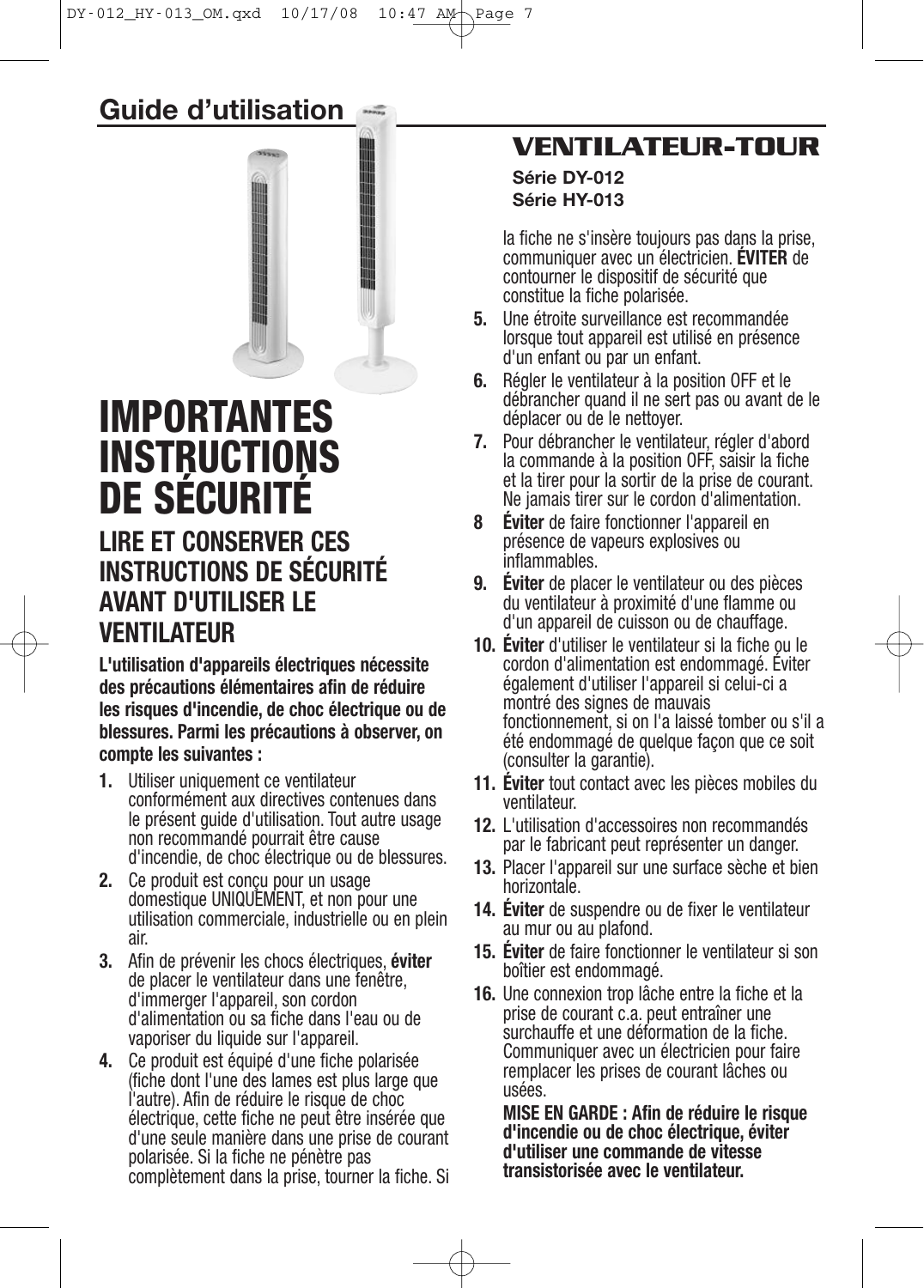## Guide d'utilisation

## VENTILATEUR-TOUR

**Série DY-012**
**Série HY-013**

# IMPORTANTES INSTRUCTIONS DE SÉCURITÉ

## LIRE ET CONSERVER CES INSTRUCTIONS DE SÉCURITÉ AVANT D'UTILISER LE VENTILATEUR

**L'utilisation d'appareils électriques nécessite des précautions élémentaires afin de réduire les risques d'incendie, de choc électrique ou de blessures. Parmi les précautions à observer, on compte les suivantes :**

1. Utiliser uniquement ce ventilateur conformément aux directives contenues dans le présent guide d'utilisation. Tout autre usage non recommandé pourrait être cause d'incendie, de choc électrique ou de blessures.
2. Ce produit est conçu pour un usage domestique UNIQUEMENT, et non pour une utilisation commerciale, industrielle ou en plein air.
3. Afin de prévenir les chocs électriques, **éviter** de placer le ventilateur dans une fenêtre, d'immerger l'appareil, son cordon d'alimentation ou sa fiche dans l'eau ou de vaporiser du liquide sur l'appareil.
4. Ce produit est équipé d'une fiche polarisée (fiche dont l'une des lames est plus large que l'autre). Afin de réduire le risque de choc électrique, cette fiche ne peut être insérée que d'une seule manière dans une prise de courant polarisée. Si la fiche ne pénètre pas complètement dans la prise, tourner la fiche. Si la fiche ne s'insère toujours pas dans la prise, communiquer avec un électricien. **ÉVITER** de contourner le dispositif de sécurité que constitue la fiche polarisée.
5. Une étroite surveillance est recommandée lorsque tout appareil est utilisé en présence d'un enfant ou par un enfant.
6. Régler le ventilateur à la position OFF et le débrancher quand il ne sert pas ou avant de le déplacer ou de le nettoyer.
7. Pour débrancher le ventilateur, régler d'abord la commande à la position OFF, saisir la fiche et la tirer pour la sortir de la prise de courant. Ne jamais tirer sur le cordon d'alimentation.
8. **Éviter** de faire fonctionner l'appareil en présence de vapeurs explosives ou inflammables.
9. **Éviter** de placer le ventilateur ou des pièces du ventilateur à proximité d'une flamme ou d'un appareil de cuisson ou de chauffage.
10. **Éviter** d'utiliser le ventilateur si la fiche ou le cordon d'alimentation est endommagé. Éviter également d'utiliser l'appareil si celui-ci a montré des signes de mauvais fonctionnement, si on l'a laissé tomber ou s'il a été endommagé de quelque façon que ce soit (consulter la garantie).
11. **Éviter** tout contact avec les pièces mobiles du ventilateur.
12. L'utilisation d'accessoires non recommandés par le fabricant peut représenter un danger.
13. Placer l'appareil sur une surface sèche et bien horizontale.
14. **Éviter** de suspendre ou de fixer le ventilateur au mur ou au plafond.
15. **Éviter** de faire fonctionner le ventilateur si son boîtier est endommagé.
16. Une connexion trop lâche entre la fiche et la prise de courant c.a. peut entraîner une surchauffe et une déformation de la fiche. Communiquer avec un électricien pour faire remplacer les prises de courant lâches ou usées.

    **MISE EN GARDE : Afin de réduire le risque d'incendie ou de choc électrique, éviter d'utiliser une commande de vitesse transistorisée avec le ventilateur.**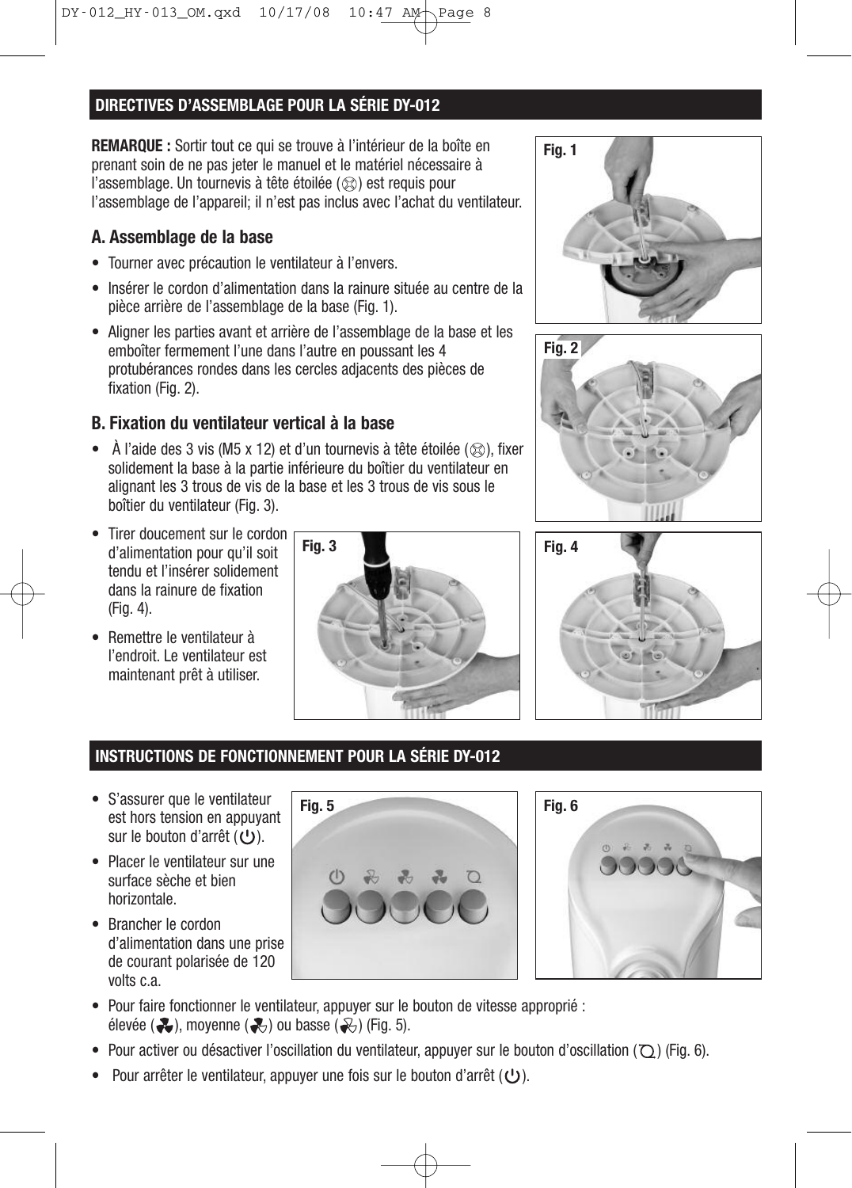## DIRECTIVES D'ASSEMBLAGE POUR LA SÉRIE DY-012

**REMARQUE :** Sortir tout ce qui se trouve à l'intérieur de la boîte en prenant soin de ne pas jeter le manuel et le matériel nécessaire à l'assemblage. Un tournevis à tête étoilée (⊗) est requis pour l'assemblage de l'appareil; il n'est pas inclus avec l'achat du ventilateur.

### A. Assemblage de la base

- Tourner avec précaution le ventilateur à l'envers.
- Insérer le cordon d'alimentation dans la rainure située au centre de la pièce arrière de l'assemblage de la base (Fig. 1).
- Aligner les parties avant et arrière de l'assemblage de la base et les emboîter fermement l'une dans l'autre en poussant les 4 protubérances rondes dans les cercles adjacents des pièces de fixation (Fig. 2).

### B. Fixation du ventilateur vertical à la base

- À l'aide des 3 vis (M5 x 12) et d'un tournevis à tête étoilée (⊗), fixer solidement la base à la partie inférieure du boîtier du ventilateur en alignant les 3 trous de vis de la base et les 3 trous de vis sous le boîtier du ventilateur (Fig. 3).
- Tirer doucement sur le cordon d'alimentation pour qu'il soit tendu et l'insérer solidement dans la rainure de fixation (Fig. 4).
- Remettre le ventilateur à l'endroit. Le ventilateur est maintenant prêt à utiliser.

Fig. 1

Fig. 2

Fig. 3

Fig. 4

## INSTRUCTIONS DE FONCTIONNEMENT POUR LA SÉRIE DY-012

- S'assurer que le ventilateur est hors tension en appuyant sur le bouton d'arrêt (⏻).
- Placer le ventilateur sur une surface sèche et bien horizontale.
- Brancher le cordon d'alimentation dans une prise de courant polarisée de 120 volts c.a.
- Pour faire fonctionner le ventilateur, appuyer sur le bouton de vitesse approprié : élevée (✤), moyenne (✤) ou basse (✤) (Fig. 5).
- Pour activer ou désactiver l'oscillation du ventilateur, appuyer sur le bouton d'oscillation (◯) (Fig. 6).
- Pour arrêter le ventilateur, appuyer une fois sur le bouton d'arrêt (⏻).

Fig. 5

Fig. 6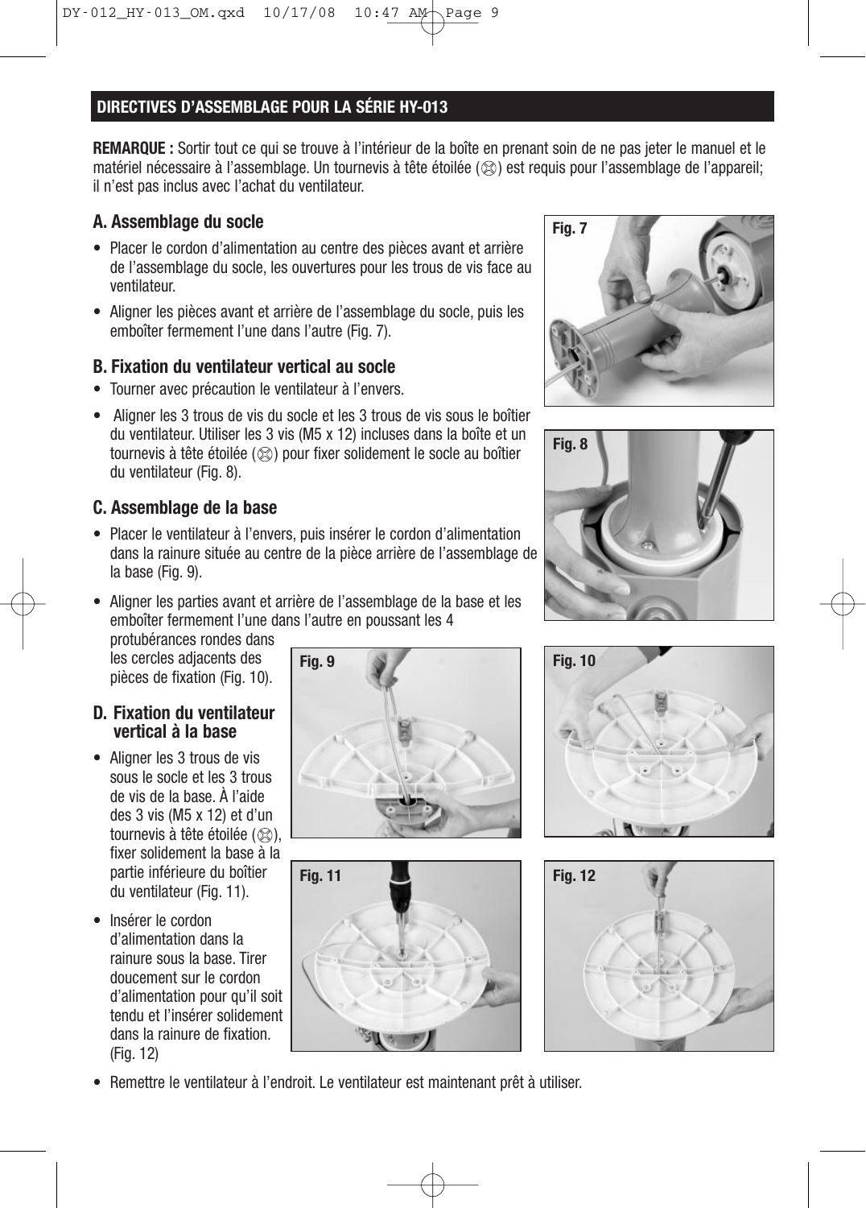## DIRECTIVES D'ASSEMBLAGE POUR LA SÉRIE HY-013

**REMARQUE :** Sortir tout ce qui se trouve à l'intérieur de la boîte en prenant soin de ne pas jeter le manuel et le matériel nécessaire à l'assemblage. Un tournevis à tête étoilée (⊗) est requis pour l'assemblage de l'appareil; il n'est pas inclus avec l'achat du ventilateur.

### A. Assemblage du socle

- Placer le cordon d'alimentation au centre des pièces avant et arrière de l'assemblage du socle, les ouvertures pour les trous de vis face au ventilateur.
- Aligner les pièces avant et arrière de l'assemblage du socle, puis les emboîter fermement l'une dans l'autre (Fig. 7).

### B. Fixation du ventilateur vertical au socle

- Tourner avec précaution le ventilateur à l'envers.
- Aligner les 3 trous de vis du socle et les 3 trous de vis sous le boîtier du ventilateur. Utiliser les 3 vis (M5 x 12) incluses dans la boîte et un tournevis à tête étoilée (⊗) pour fixer solidement le socle au boîtier du ventilateur (Fig. 8).

### C. Assemblage de la base

- Placer le ventilateur à l'envers, puis insérer le cordon d'alimentation dans la rainure située au centre de la pièce arrière de l'assemblage de la base (Fig. 9).
- Aligner les parties avant et arrière de l'assemblage de la base et les emboîter fermement l'une dans l'autre en poussant les 4 protubérances rondes dans les cercles adjacents des pièces de fixation (Fig. 10).

### D. Fixation du ventilateur vertical à la base

- Aligner les 3 trous de vis sous le socle et les 3 trous de vis de la base. À l'aide des 3 vis (M5 x 12) et d'un tournevis à tête étoilée (⊗), fixer solidement la base à la partie inférieure du boîtier du ventilateur (Fig. 11).
- Insérer le cordon d'alimentation dans la rainure sous la base. Tirer doucement sur le cordon d'alimentation pour qu'il soit tendu et l'insérer solidement dans la rainure de fixation. (Fig. 12)
- Remettre le ventilateur à l'endroit. Le ventilateur est maintenant prêt à utiliser.

Fig. 7

Fig. 8

Fig. 9

Fig. 10

Fig. 11

Fig. 12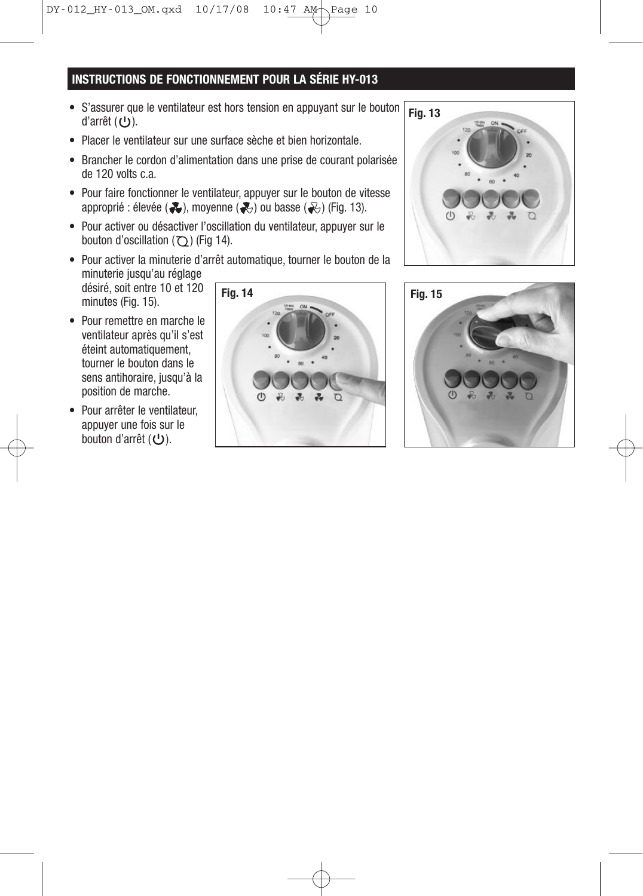## INSTRUCTIONS DE FONCTIONNEMENT POUR LA SÉRIE HY-013

- S'assurer que le ventilateur est hors tension en appuyant sur le bouton d'arrêt (⏻).
- Placer le ventilateur sur une surface sèche et bien horizontale.
- Brancher le cordon d'alimentation dans une prise de courant polarisée de 120 volts c.a.
- Pour faire fonctionner le ventilateur, appuyer sur le bouton de vitesse approprié : élevée (), moyenne () ou basse () (Fig. 13).
- Pour activer ou désactiver l'oscillation du ventilateur, appuyer sur le bouton d'oscillation () (Fig 14).
- Pour activer la minuterie d'arrêt automatique, tourner le bouton de la minuterie jusqu'au réglage désiré, soit entre 10 et 120 minutes (Fig. 15).
- Pour remettre en marche le ventilateur après qu'il s'est éteint automatiquement, tourner le bouton dans le sens antihoraire, jusqu'à la position de marche.
- Pour arrêter le ventilateur, appuyer une fois sur le bouton d'arrêt (⏻).

Fig. 13

Fig. 14

Fig. 15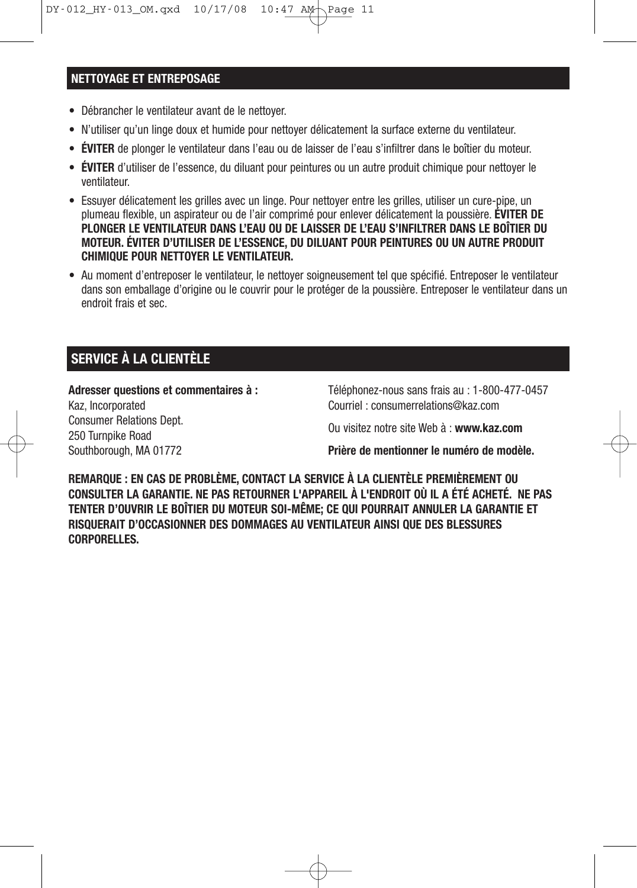## NETTOYAGE ET ENTREPOSAGE

- Débrancher le ventilateur avant de le nettoyer.
- N'utiliser qu'un linge doux et humide pour nettoyer délicatement la surface externe du ventilateur.
- **ÉVITER** de plonger le ventilateur dans l'eau ou de laisser de l'eau s'infiltrer dans le boîtier du moteur.
- **ÉVITER** d'utiliser de l'essence, du diluant pour peintures ou un autre produit chimique pour nettoyer le ventilateur.
- Essuyer délicatement les grilles avec un linge. Pour nettoyer entre les grilles, utiliser un cure-pipe, un plumeau flexible, un aspirateur ou de l'air comprimé pour enlever délicatement la poussière. **ÉVITER DE PLONGER LE VENTILATEUR DANS L'EAU OU DE LAISSER DE L'EAU S'INFILTRER DANS LE BOÎTIER DU MOTEUR. ÉVITER D'UTILISER DE L'ESSENCE, DU DILUANT POUR PEINTURES OU UN AUTRE PRODUIT CHIMIQUE POUR NETTOYER LE VENTILATEUR.**
- Au moment d'entreposer le ventilateur, le nettoyer soigneusement tel que spécifié. Entreposer le ventilateur dans son emballage d'origine ou le couvrir pour le protéger de la poussière. Entreposer le ventilateur dans un endroit frais et sec.

## SERVICE À LA CLIENTÈLE

**Adresser questions et commentaires à :**
Kaz, Incorporated
Consumer Relations Dept.
250 Turnpike Road
Southborough, MA 01772

Téléphonez-nous sans frais au : 1-800-477-0457
Courriel : consumerrelations@kaz.com

Ou visitez notre site Web à : **www.kaz.com**

**Prière de mentionner le numéro de modèle.**

**REMARQUE : EN CAS DE PROBLÈME, CONTACT LA SERVICE À LA CLIENTÈLE PREMIÈREMENT OU CONSULTER LA GARANTIE. NE PAS RETOURNER L'APPAREIL À L'ENDROIT OÙ IL A ÉTÉ ACHETÉ. NE PAS TENTER D'OUVRIR LE BOÎTIER DU MOTEUR SOI-MÊME; CE QUI POURRAIT ANNULER LA GARANTIE ET RISQUERAIT D'OCCASIONNER DES DOMMAGES AU VENTILATEUR AINSI QUE DES BLESSURES CORPORELLES.**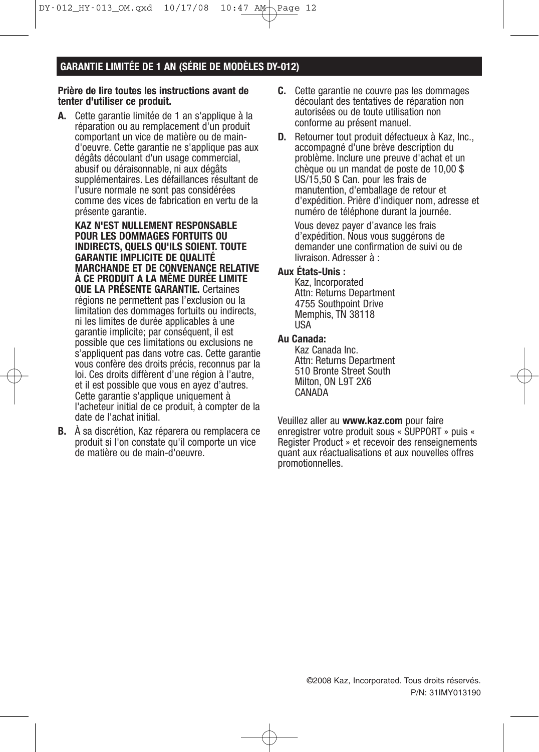## GARANTIE LIMITÉE DE 1 AN (SÉRIE DE MODÈLES DY-012)

**Prière de lire toutes les instructions avant de tenter d'utiliser ce produit.**

**A.** Cette garantie limitée de 1 an s'applique à la réparation ou au remplacement d'un produit comportant un vice de matière ou de main-d'oeuvre. Cette garantie ne s'applique pas aux dégâts découlant d'un usage commercial, abusif ou déraisonnable, ni aux dégâts supplémentaires. Les défaillances résultant de l'usure normale ne sont pas considérées comme des vices de fabrication en vertu de la présente garantie.

**KAZ N'EST NULLEMENT RESPONSABLE POUR LES DOMMAGES FORTUITS OU INDIRECTS, QUELS QU'ILS SOIENT. TOUTE GARANTIE IMPLICITE DE QUALITÉ MARCHANDE ET DE CONVENANCE RELATIVE À CE PRODUIT A LA MÊME DURÉE LIMITE QUE LA PRÉSENTE GARANTIE.** Certaines régions ne permettent pas l'exclusion ou la limitation des dommages fortuits ou indirects, ni les limites de durée applicables à une garantie implicite; par conséquent, il est possible que ces limitations ou exclusions ne s'appliquent pas dans votre cas. Cette garantie vous confère des droits précis, reconnus par la loi. Ces droits diffèrent d'une région à l'autre, et il est possible que vous en ayez d'autres. Cette garantie s'applique uniquement à l'acheteur initial de ce produit, à compter de la date de l'achat initial.

**B.** À sa discrétion, Kaz réparera ou remplacera ce produit si l'on constate qu'il comporte un vice de matière ou de main-d'oeuvre.

**C.** Cette garantie ne couvre pas les dommages découlant des tentatives de réparation non autorisées ou de toute utilisation non conforme au présent manuel.

**D.** Retourner tout produit défectueux à Kaz, Inc., accompagné d'une brève description du problème. Inclure une preuve d'achat et un chèque ou un mandat de poste de 10,00 $ US/15,50 $ Can. pour les frais de manutention, d'emballage de retour et d'expédition. Prière d'indiquer nom, adresse et numéro de téléphone durant la journée.

Vous devez payer d'avance les frais d'expédition. Nous vous suggérons de demander une confirmation de suivi ou de livraison. Adresser à :

**Aux États-Unis :**
Kaz, Incorporated
Attn: Returns Department
4755 Southpoint Drive
Memphis, TN 38118
USA

**Au Canada:**
Kaz Canada Inc.
Attn: Returns Department
510 Bronte Street South
Milton, ON L9T 2X6
CANADA

Veuillez aller au **www.kaz.com** pour faire enregistrer votre produit sous « SUPPORT » puis « Register Product » et recevoir des renseignements quant aux réactualisations et aux nouvelles offres promotionnelles.

©2008 Kaz, Incorporated. Tous droits réservés.
P/N: 31IMY013190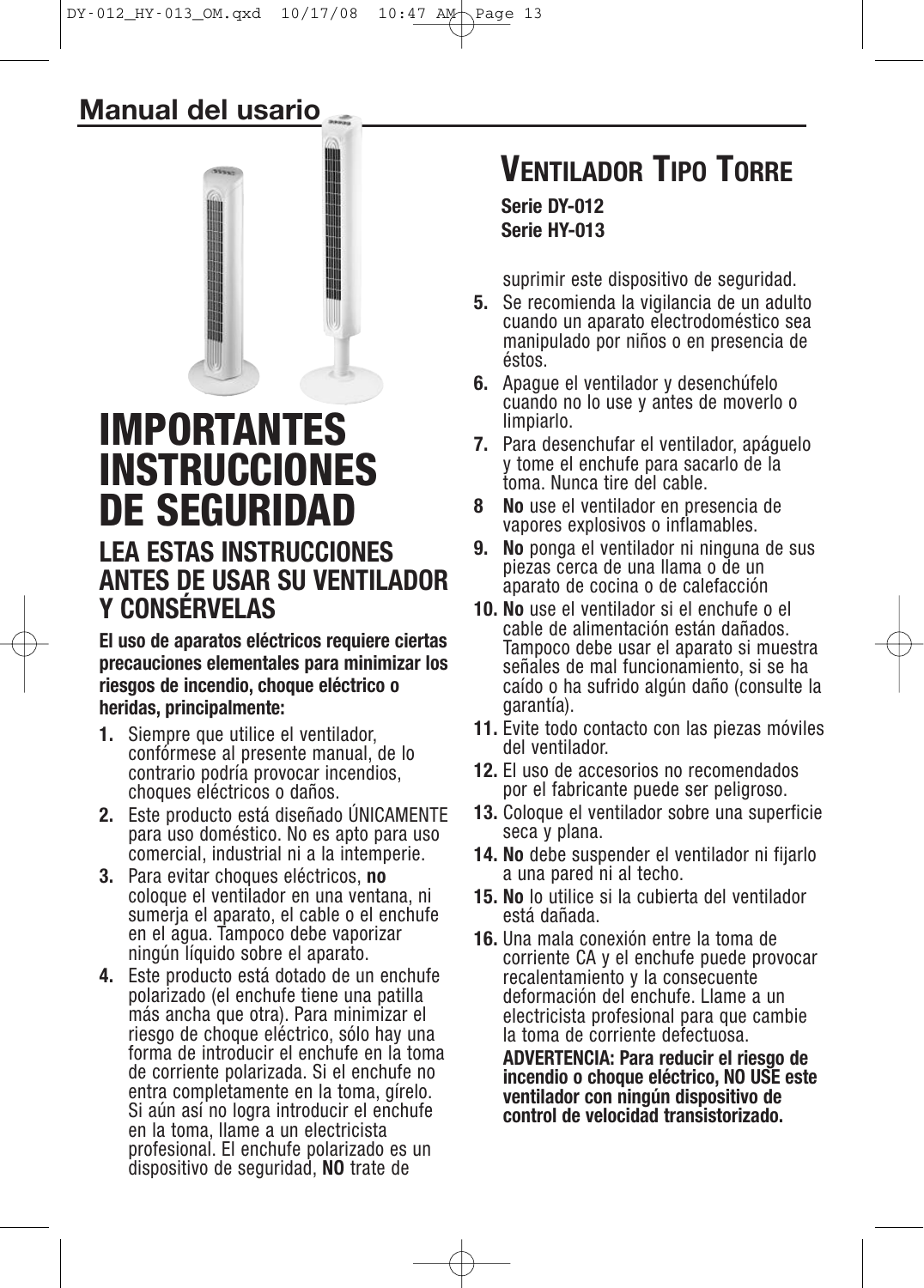## Manual del usario

# VENTILADOR TIPO TORRE

**Serie DY-012**
**Serie HY-013**

# IMPORTANTES INSTRUCCIONES DE SEGURIDAD

## LEA ESTAS INSTRUCCIONES ANTES DE USAR SU VENTILADOR Y CONSÉRVELAS

**El uso de aparatos eléctricos requiere ciertas precauciones elementales para minimizar los riesgos de incendio, choque eléctrico o heridas, principalmente:**

1. Siempre que utilice el ventilador, confórmese al presente manual, de lo contrario podría provocar incendios, choques eléctricos o daños.
2. Este producto está diseñado ÚNICAMENTE para uso doméstico. No es apto para uso comercial, industrial ni a la intemperie.
3. Para evitar choques eléctricos, **no** coloque el ventilador en una ventana, ni sumerja el aparato, el cable o el enchufe en el agua. Tampoco debe vaporizar ningún líquido sobre el aparato.
4. Este producto está dotado de un enchufe polarizado (el enchufe tiene una patilla más ancha que otra). Para minimizar el riesgo de choque eléctrico, sólo hay una forma de introducir el enchufe en la toma de corriente polarizada. Si el enchufe no entra completamente en la toma, gírelo. Si aún así no logra introducir el enchufe en la toma, llame a un electricista profesional. El enchufe polarizado es un dispositivo de seguridad, **NO** trate de suprimir este dispositivo de seguridad.
5. Se recomienda la vigilancia de un adulto cuando un aparato electrodoméstico sea manipulado por niños o en presencia de éstos.
6. Apague el ventilador y desenchúfelo cuando no lo use y antes de moverlo o limpiarlo.
7. Para desenchufar el ventilador, apáguelo y tome el enchufe para sacarlo de la toma. Nunca tire del cable.
8. **No** use el ventilador en presencia de vapores explosivos o inflamables.
9. **No** ponga el ventilador ni ninguna de sus piezas cerca de una llama o de un aparato de cocina o de calefacción
10. **No** use el ventilador si el enchufe o el cable de alimentación están dañados. Tampoco debe usar el aparato si muestra señales de mal funcionamiento, si se ha caído o ha sufrido algún daño (consulte la garantía).
11. Evite todo contacto con las piezas móviles del ventilador.
12. El uso de accesorios no recomendados por el fabricante puede ser peligroso.
13. Coloque el ventilador sobre una superficie seca y plana.
14. **No** debe suspender el ventilador ni fijarlo a una pared ni al techo.
15. **No** lo utilice si la cubierta del ventilador está dañada.
16. Una mala conexión entre la toma de corriente CA y el enchufe puede provocar recalentamiento y la consecuente deformación del enchufe. Llame a un electricista profesional para que cambie la toma de corriente defectuosa.

    **ADVERTENCIA: Para reducir el riesgo de incendio o choque eléctrico, NO USE este ventilador con ningún dispositivo de control de velocidad transistorizado.**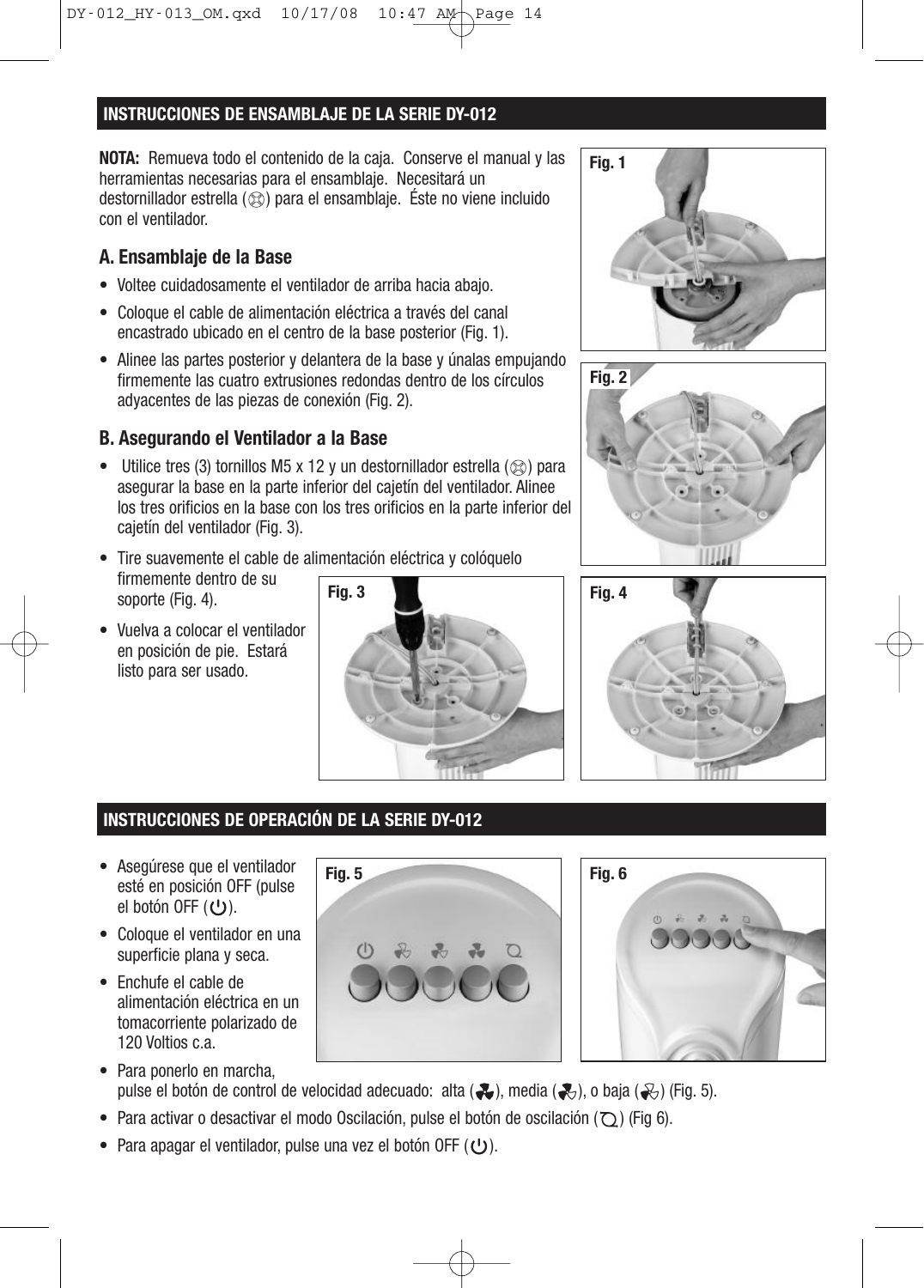## INSTRUCCIONES DE ENSAMBLAJE DE LA SERIE DY-012

**NOTA:** Remueva todo el contenido de la caja. Conserve el manual y las herramientas necesarias para el ensamblaje. Necesitará un destornillador estrella (⊗) para el ensamblaje. Éste no viene incluido con el ventilador.

### A. Ensamblaje de la Base

- Voltee cuidadosamente el ventilador de arriba hacia abajo.
- Coloque el cable de alimentación eléctrica a través del canal encastrado ubicado en el centro de la base posterior (Fig. 1).
- Alinee las partes posterior y delantera de la base y únalas empujando firmemente las cuatro extrusiones redondas dentro de los círculos adyacentes de las piezas de conexión (Fig. 2).

### B. Asegurando el Ventilador a la Base

- Utilice tres (3) tornillos M5 x 12 y un destornillador estrella (⊗) para asegurar la base en la parte inferior del cajetín del ventilador. Alinee los tres orificios en la base con los tres orificios en la parte inferior del cajetín del ventilador (Fig. 3).
- Tire suavemente el cable de alimentación eléctrica y colóquelo firmemente dentro de su soporte (Fig. 4).
- Vuelva a colocar el ventilador en posición de pie. Estará listo para ser usado.

Fig. 1

Fig. 2

Fig. 3

Fig. 4

## INSTRUCCIONES DE OPERACIÓN DE LA SERIE DY-012

- Asegúrese que el ventilador esté en posición OFF (pulse el botón OFF (⏻).
- Coloque el ventilador en una superficie plana y seca.
- Enchufe el cable de alimentación eléctrica en un tomacorriente polarizado de 120 Voltios c.a.
- Para ponerlo en marcha, pulse el botón de control de velocidad adecuado: alta (✤), media (✤), o baja (✤) (Fig. 5).
- Para activar o desactivar el modo Oscilación, pulse el botón de oscilación (⟲) (Fig 6).
- Para apagar el ventilador, pulse una vez el botón OFF (⏻).

Fig. 5

Fig. 6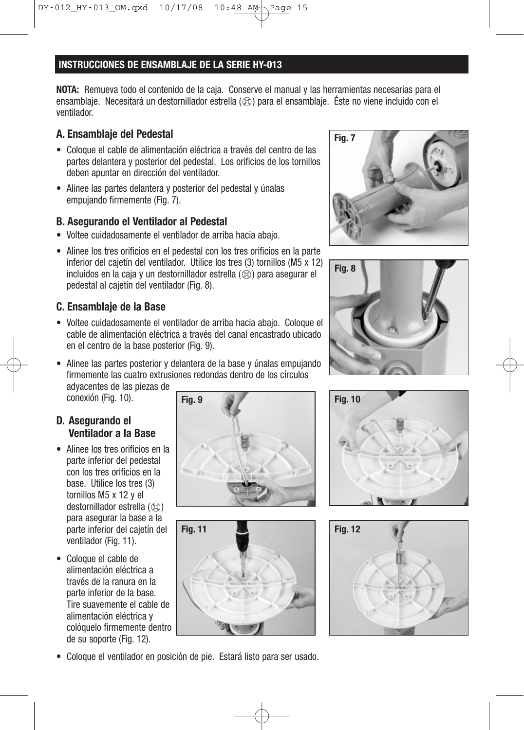## INSTRUCCIONES DE ENSAMBLAJE DE LA SERIE HY-013

**NOTA:** Remueva todo el contenido de la caja. Conserve el manual y las herramientas necesarias para el ensamblaje. Necesitará un destornillador estrella (⊗) para el ensamblaje. Éste no viene incluido con el ventilador.

### A. Ensamblaje del Pedestal

- Coloque el cable de alimentación eléctrica a través del centro de las partes delantera y posterior del pedestal. Los orificios de los tornillos deben apuntar en dirección del ventilador.
- Alinee las partes delantera y posterior del pedestal y únalas empujando firmemente (Fig. 7).

### B. Asegurando el Ventilador al Pedestal

- Voltee cuidadosamente el ventilador de arriba hacia abajo.
- Alinee los tres orificios en el pedestal con los tres orificios en la parte inferior del cajetín del ventilador. Utilice los tres (3) tornillos (M5 x 12) incluidos en la caja y un destornillador estrella (⊗) para asegurar el pedestal al cajetín del ventilador (Fig. 8).

### C. Ensamblaje de la Base

- Voltee cuidadosamente el ventilador de arriba hacia abajo. Coloque el cable de alimentación eléctrica a través del canal encastrado ubicado en el centro de la base posterior (Fig. 9).
- Alinee las partes posterior y delantera de la base y únalas empujando firmemente las cuatro extrusiones redondas dentro de los círculos adyacentes de las piezas de conexión (Fig. 10).

### D. Asegurando el Ventilador a la Base

- Alinee los tres orificios en la parte inferior del pedestal con los tres orificios en la base. Utilice los tres (3) tornillos M5 x 12 y el destornillador estrella (⊗) para asegurar la base a la parte inferior del cajetín del ventilador (Fig. 11).
- Coloque el cable de alimentación eléctrica a través de la ranura en la parte inferior de la base. Tire suavemente el cable de alimentación eléctrica y colóquelo firmemente dentro de su soporte (Fig. 12).
- Coloque el ventilador en posición de pie. Estará listo para ser usado.

Fig. 7

Fig. 8

Fig. 9

Fig. 10

Fig. 11

Fig. 12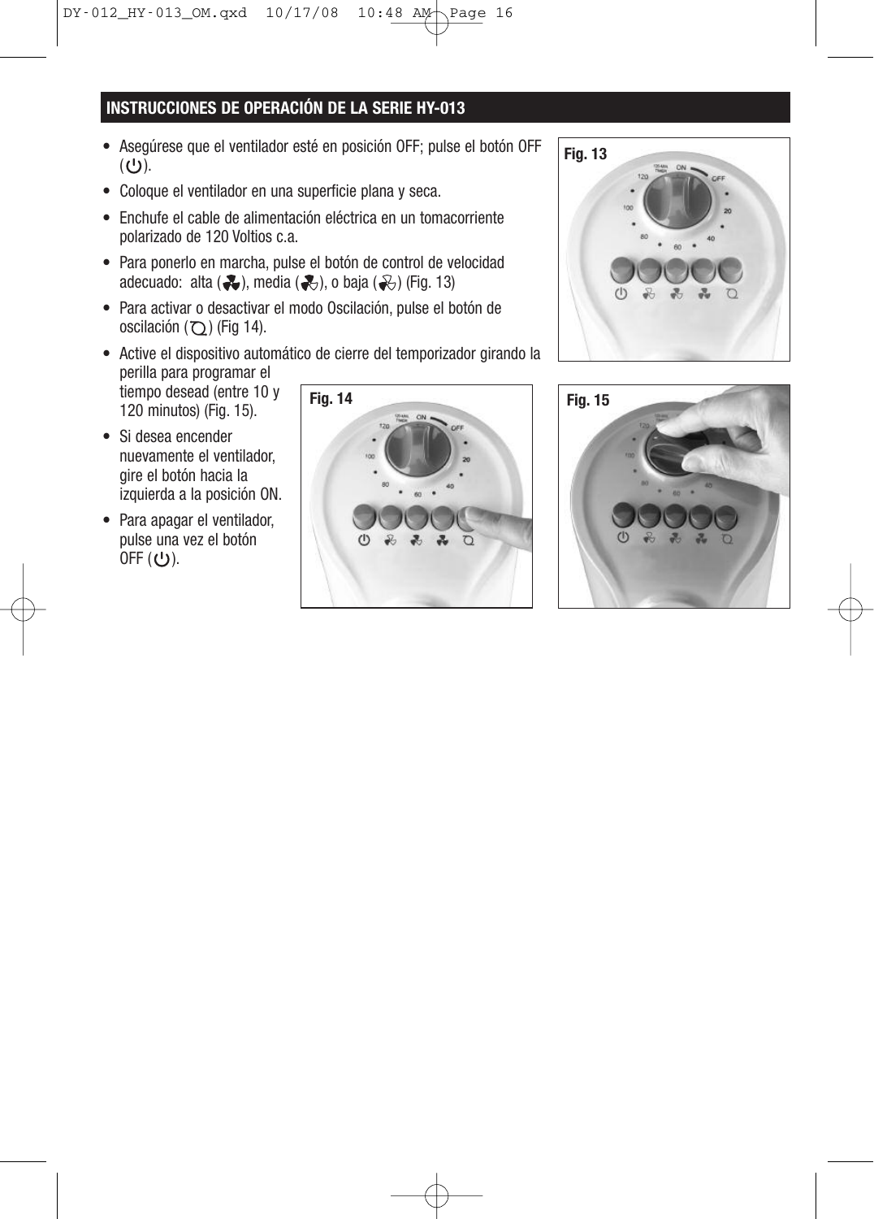## INSTRUCCIONES DE OPERACIÓN DE LA SERIE HY-013

- Asegúrese que el ventilador esté en posición OFF; pulse el botón OFF (⏻).
- Coloque el ventilador en una superficie plana y seca.
- Enchufe el cable de alimentación eléctrica en un tomacorriente polarizado de 120 Voltios c.a.
- Para ponerlo en marcha, pulse el botón de control de velocidad adecuado: alta ( ), media ( ), o baja ( ) (Fig. 13)
- Para activar o desactivar el modo Oscilación, pulse el botón de oscilación ( ) (Fig 14).
- Active el dispositivo automático de cierre del temporizador girando la perilla para programar el tiempo desead (entre 10 y 120 minutos) (Fig. 15).
- Si desea encender nuevamente el ventilador, gire el botón hacia la izquierda a la posición ON.
- Para apagar el ventilador, pulse una vez el botón OFF (⏻).

Fig. 13

Fig. 14

Fig. 15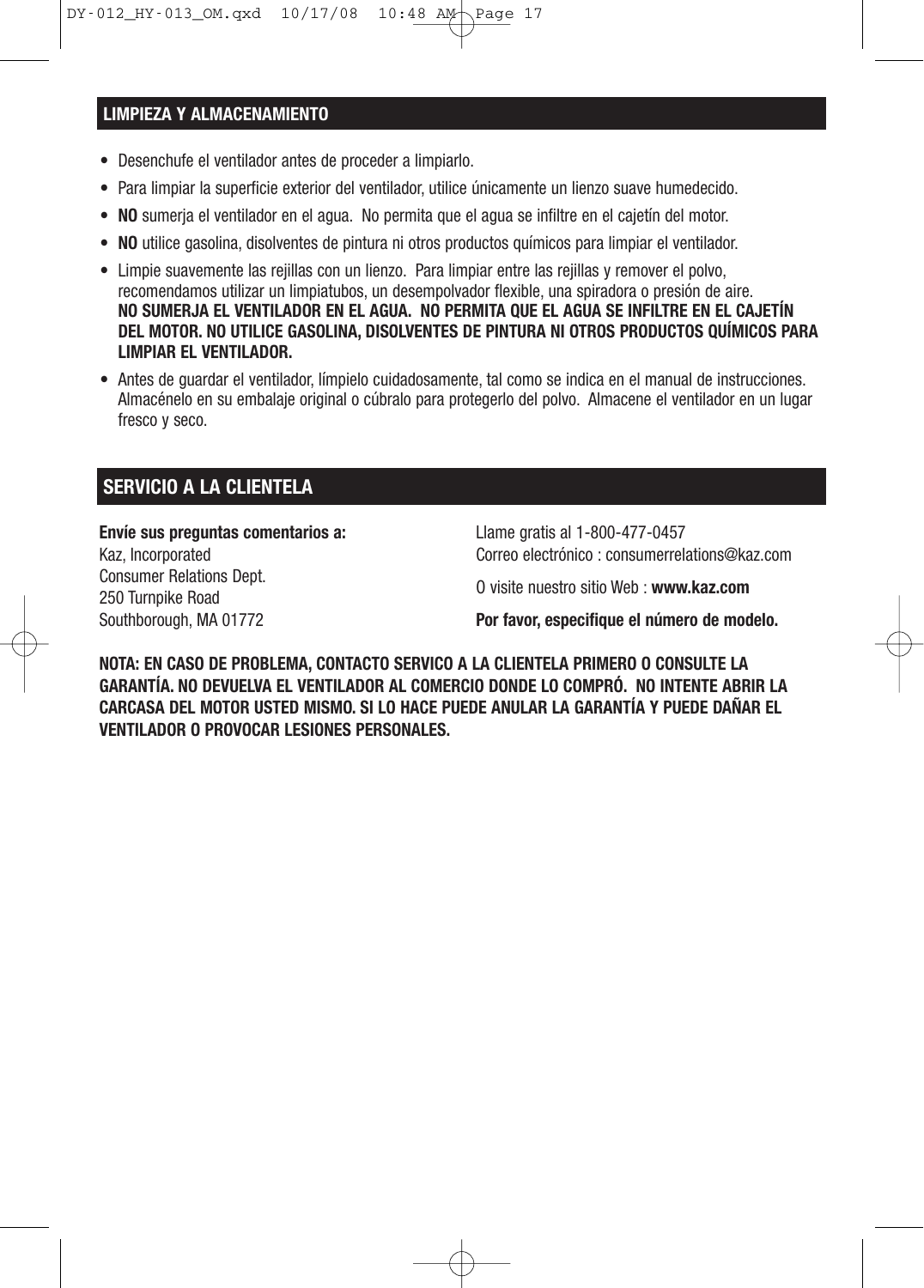## LIMPIEZA Y ALMACENAMIENTO

- Desenchufe el ventilador antes de proceder a limpiarlo.
- Para limpiar la superficie exterior del ventilador, utilice únicamente un lienzo suave humedecido.
- **NO** sumerja el ventilador en el agua. No permita que el agua se infiltre en el cajetín del motor.
- **NO** utilice gasolina, disolventes de pintura ni otros productos químicos para limpiar el ventilador.
- Limpie suavemente las rejillas con un lienzo. Para limpiar entre las rejillas y remover el polvo, recomendamos utilizar un limpiatubos, un desempolvador flexible, una spiradora o presión de aire.
  **NO SUMERJA EL VENTILADOR EN EL AGUA. NO PERMITA QUE EL AGUA SE INFILTRE EN EL CAJETÍN DEL MOTOR. NO UTILICE GASOLINA, DISOLVENTES DE PINTURA NI OTROS PRODUCTOS QUÍMICOS PARA LIMPIAR EL VENTILADOR.**
- Antes de guardar el ventilador, límpielo cuidadosamente, tal como se indica en el manual de instrucciones. Almacénelo en su embalaje original o cúbralo para protegerlo del polvo. Almacene el ventilador en un lugar fresco y seco.

## SERVICIO A LA CLIENTELA

**Envíe sus preguntas comentarios a:**
Kaz, Incorporated
Consumer Relations Dept.
250 Turnpike Road
Southborough, MA 01772

Llame gratis al 1-800-477-0457
Correo electrónico : consumerrelations@kaz.com

O visite nuestro sitio Web : **www.kaz.com**

**Por favor, especifique el número de modelo.**

**NOTA: EN CASO DE PROBLEMA, CONTACTO SERVICO A LA CLIENTELA PRIMERO O CONSULTE LA GARANTÍA. NO DEVUELVA EL VENTILADOR AL COMERCIO DONDE LO COMPRÓ. NO INTENTE ABRIR LA CARCASA DEL MOTOR USTED MISMO. SI LO HACE PUEDE ANULAR LA GARANTÍA Y PUEDE DAÑAR EL VENTILADOR O PROVOCAR LESIONES PERSONALES.**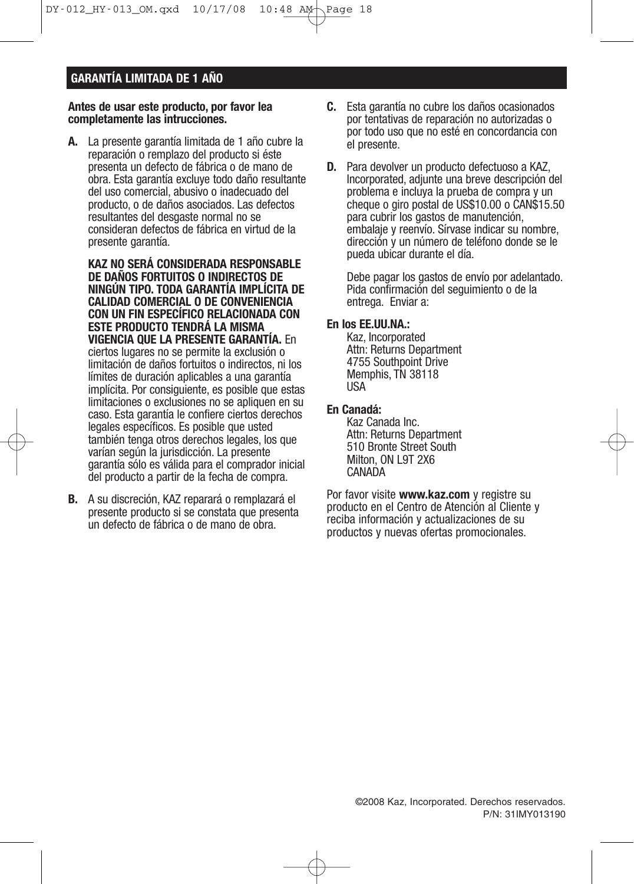## GARANTÍA LIMITADA DE 1 AÑO

**Antes de usar este producto, por favor lea completamente las intrucciones.**

**A.** La presente garantía limitada de 1 año cubre la reparación o remplazo del producto si éste presenta un defecto de fábrica o de mano de obra. Esta garantía excluye todo daño resultante del uso comercial, abusivo o inadecuado del producto, o de daños asociados. Las defectos resultantes del desgaste normal no se consideran defectos de fábrica en virtud de la presente garantía.

**KAZ NO SERÁ CONSIDERADA RESPONSABLE DE DAÑOS FORTUITOS O INDIRECTOS DE NINGÚN TIPO. TODA GARANTÍA IMPLÍCITA DE CALIDAD COMERCIAL O DE CONVENIENCIA CON UN FIN ESPECÍFICO RELACIONADA CON ESTE PRODUCTO TENDRÁ LA MISMA VIGENCIA QUE LA PRESENTE GARANTÍA.** En ciertos lugares no se permite la exclusión o limitación de daños fortuitos o indirectos, ni los límites de duración aplicables a una garantía implícita. Por consiguiente, es posible que estas limitaciones o exclusiones no se apliquen en su caso. Esta garantía le confiere ciertos derechos legales específicos. Es posible que usted también tenga otros derechos legales, los que varían según la jurisdicción. La presente garantía sólo es válida para el comprador inicial del producto a partir de la fecha de compra.

**B.** A su discreción, KAZ reparará o remplazará el presente producto si se constata que presenta un defecto de fábrica o de mano de obra.

**C.** Esta garantía no cubre los daños ocasionados por tentativas de reparación no autorizadas o por todo uso que no esté en concordancia con el presente.

**D.** Para devolver un producto defectuoso a KAZ, Incorporated, adjunte una breve descripción del problema e incluya la prueba de compra y un cheque o giro postal de US$10.00 o CAN$15.50 para cubrir los gastos de manutención, embalaje y reenvío. Sírvase indicar su nombre, dirección y un número de teléfono donde se le pueda ubicar durante el día.

Debe pagar los gastos de envío por adelantado. Pida confirmación del seguimiento o de la entrega. Enviar a:

**En los EE.UU.NA.:**
Kaz, Incorporated
Attn: Returns Department
4755 Southpoint Drive
Memphis, TN 38118
USA

**En Canadá:**
Kaz Canada Inc.
Attn: Returns Department
510 Bronte Street South
Milton, ON L9T 2X6
CANADA

Por favor visite **www.kaz.com** y registre su producto en el Centro de Atención al Cliente y reciba información y actualizaciones de su productos y nuevas ofertas promocionales.

©2008 Kaz, Incorporated. Derechos reservados.
P/N: 31IMY013190